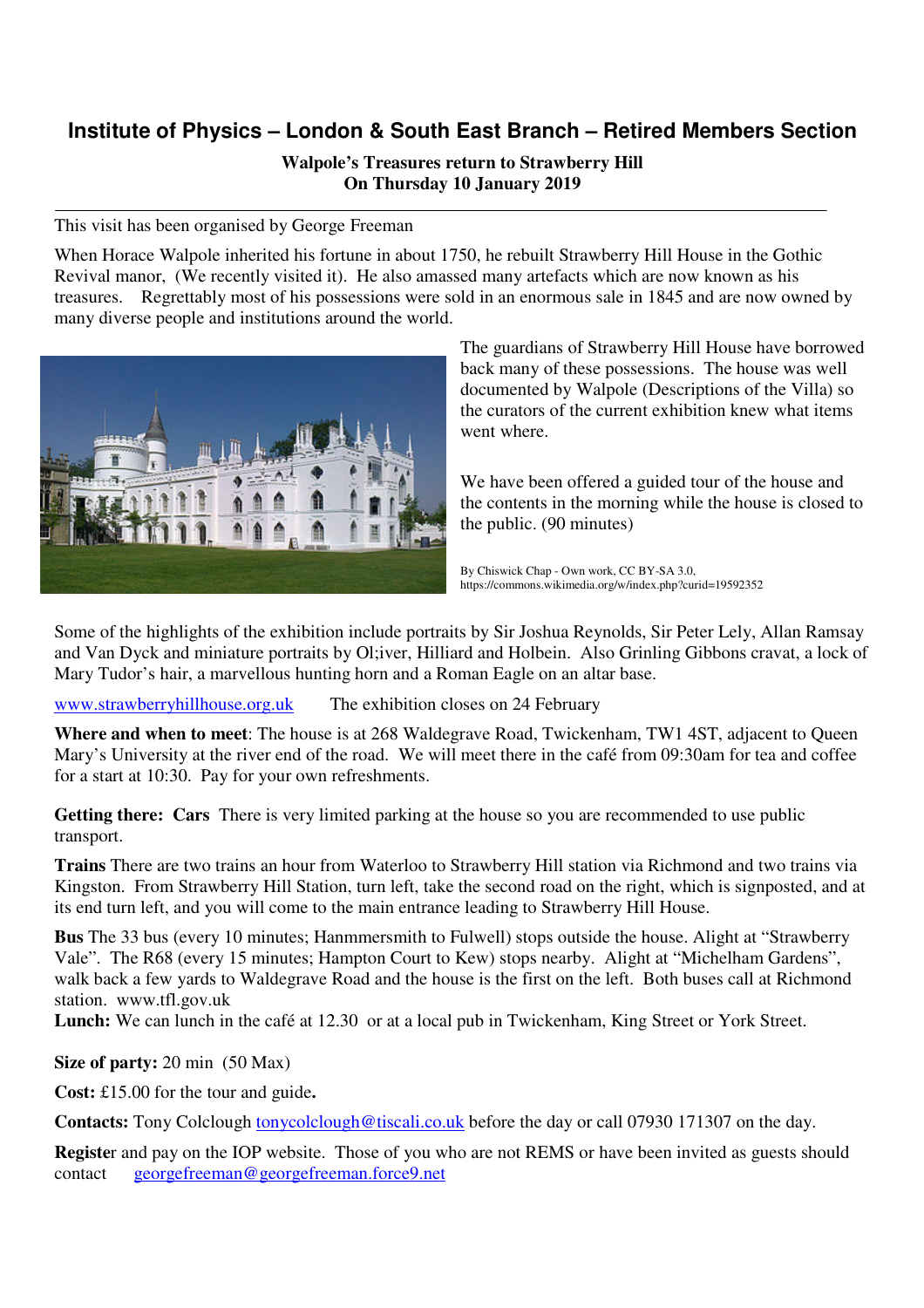# Institute of Physics – London & South East Branch – Retired Members Section

**Walpole's Treasures return to Strawberry Hill**
**On Thursday 10 January 2019**

---

This visit has been organised by George Freeman

When Horace Walpole inherited his fortune in about 1750, he rebuilt Strawberry Hill House in the Gothic Revival manor, (We recently visited it). He also amassed many artefacts which are now known as his treasures. Regrettably most of his possessions were sold in an enormous sale in 1845 and are now owned by many diverse people and institutions around the world.

The guardians of Strawberry Hill House have borrowed back many of these possessions. The house was well documented by Walpole (Descriptions of the Villa) so the curators of the current exhibition knew what items went where.

We have been offered a guided tour of the house and the contents in the morning while the house is closed to the public. (90 minutes)

By Chiswick Chap - Own work, CC BY-SA 3.0, https://commons.wikimedia.org/w/index.php?curid=19592352

Some of the highlights of the exhibition include portraits by Sir Joshua Reynolds, Sir Peter Lely, Allan Ramsay and Van Dyck and miniature portraits by Ol;iver, Hilliard and Holbein. Also Grinling Gibbons cravat, a lock of Mary Tudor's hair, a marvellous hunting horn and a Roman Eagle on an altar base.

www.strawberryhillhouse.org.uk The exhibition closes on 24 February

**Where and when to meet**: The house is at 268 Waldegrave Road, Twickenham, TW1 4ST, adjacent to Queen Mary's University at the river end of the road. We will meet there in the café from 09:30am for tea and coffee for a start at 10:30. Pay for your own refreshments.

**Getting there: Cars** There is very limited parking at the house so you are recommended to use public transport.

**Trains** There are two trains an hour from Waterloo to Strawberry Hill station via Richmond and two trains via Kingston. From Strawberry Hill Station, turn left, take the second road on the right, which is signposted, and at its end turn left, and you will come to the main entrance leading to Strawberry Hill House.

**Bus** The 33 bus (every 10 minutes; Hanmmersmith to Fulwell) stops outside the house. Alight at "Strawberry Vale". The R68 (every 15 minutes; Hampton Court to Kew) stops nearby. Alight at "Michelham Gardens", walk back a few yards to Waldegrave Road and the house is the first on the left. Both buses call at Richmond station. www.tfl.gov.uk

**Lunch:** We can lunch in the café at 12.30 or at a local pub in Twickenham, King Street or York Street.

**Size of party:** 20 min (50 Max)

**Cost:** £15.00 for the tour and guide**.**

**Contacts:** Tony Colclough tonycolclough@tiscali.co.uk before the day or call 07930 171307 on the day.

**Register** and pay on the IOP website. Those of you who are not REMS or have been invited as guests should contact georgefreeman@georgefreeman.force9.net